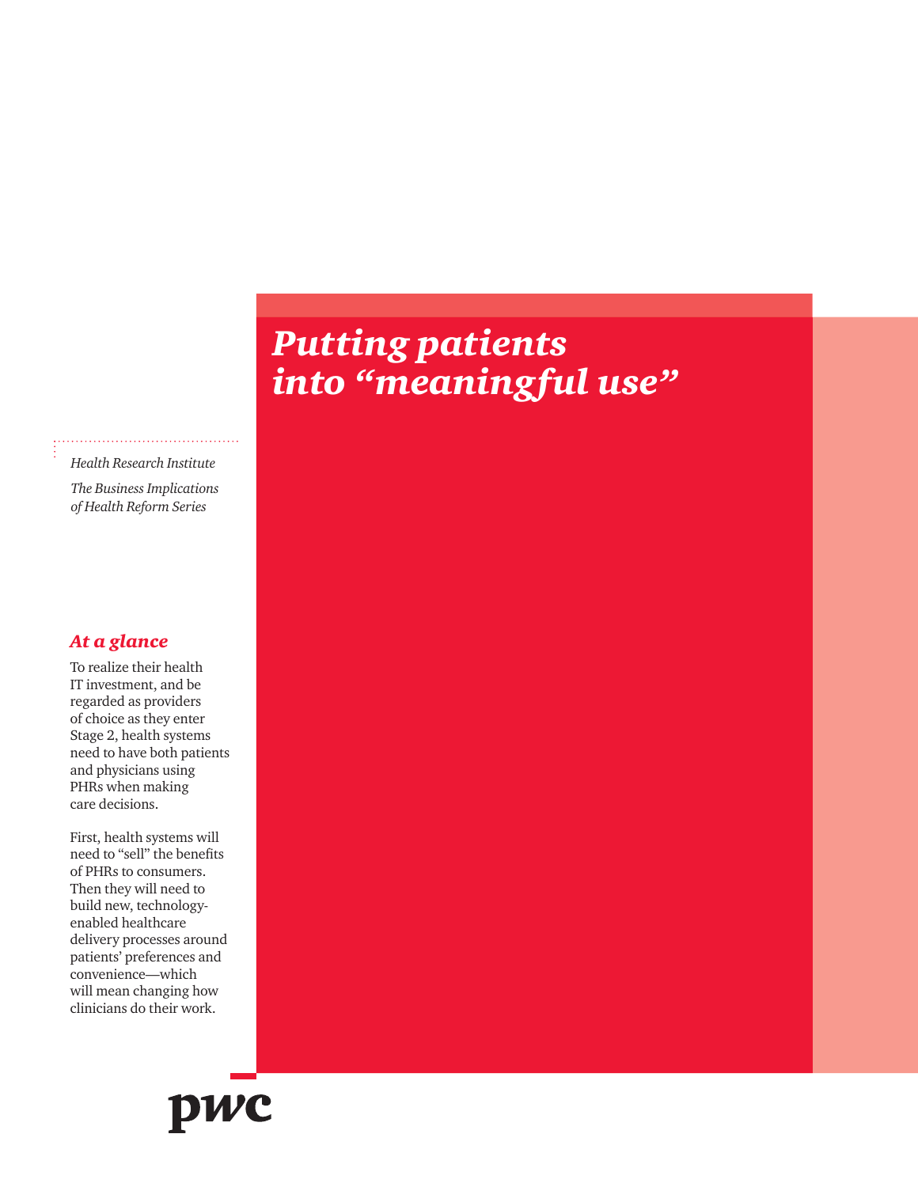# *Putting patients into "meaningful use"*

*Health Research Institute*

*The Business Implications of Health Reform Series*

## *At a glance*

To realize their health IT investment, and be regarded as providers of choice as they enter Stage 2, health systems need to have both patients and physicians using PHRs when making care decisions.

First, health systems will need to "sell" the benefits of PHRs to consumers. Then they will need to build new, technology-enabled healthcare delivery processes around patients' preferences and convenience—which will mean changing how clinicians do their work.

pwc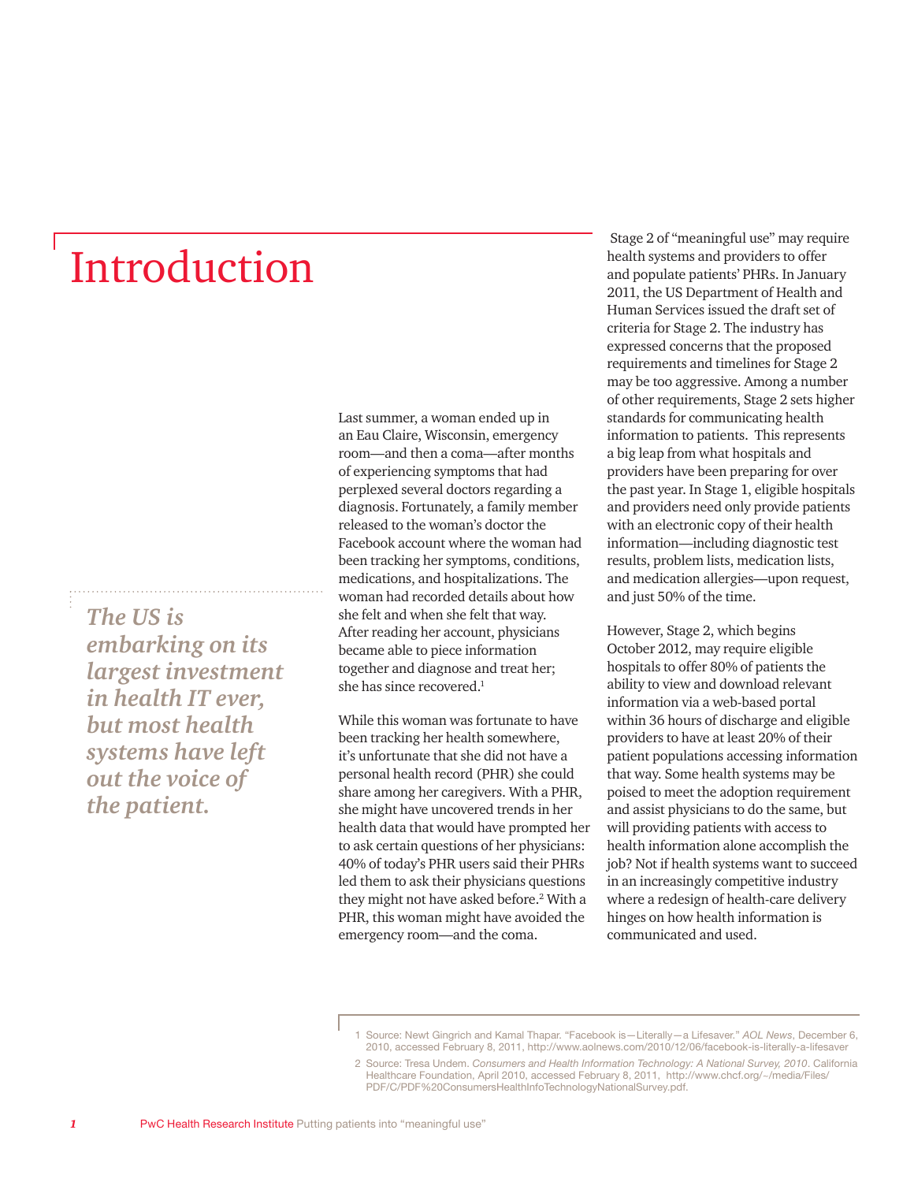# Introduction

*The US is embarking on its largest investment in health IT ever, but most health systems have left out the voice of the patient.*

Last summer, a woman ended up in an Eau Claire, Wisconsin, emergency room—and then a coma—after months of experiencing symptoms that had perplexed several doctors regarding a diagnosis. Fortunately, a family member released to the woman's doctor the Facebook account where the woman had been tracking her symptoms, conditions, medications, and hospitalizations. The woman had recorded details about how she felt and when she felt that way. After reading her account, physicians became able to piece information together and diagnose and treat her; she has since recovered.[1]

While this woman was fortunate to have been tracking her health somewhere, it's unfortunate that she did not have a personal health record (PHR) she could share among her caregivers. With a PHR, she might have uncovered trends in her health data that would have prompted her to ask certain questions of her physicians: 40% of today's PHR users said their PHRs led them to ask their physicians questions they might not have asked before.[2] With a PHR, this woman might have avoided the emergency room—and the coma.

Stage 2 of "meaningful use" may require health systems and providers to offer and populate patients' PHRs. In January 2011, the US Department of Health and Human Services issued the draft set of criteria for Stage 2. The industry has expressed concerns that the proposed requirements and timelines for Stage 2 may be too aggressive. Among a number of other requirements, Stage 2 sets higher standards for communicating health information to patients. This represents a big leap from what hospitals and providers have been preparing for over the past year. In Stage 1, eligible hospitals and providers need only provide patients with an electronic copy of their health information—including diagnostic test results, problem lists, medication lists, and medication allergies—upon request, and just 50% of the time.

However, Stage 2, which begins October 2012, may require eligible hospitals to offer 80% of patients the ability to view and download relevant information via a web-based portal within 36 hours of discharge and eligible providers to have at least 20% of their patient populations accessing information that way. Some health systems may be poised to meet the adoption requirement and assist physicians to do the same, but will providing patients with access to health information alone accomplish the job? Not if health systems want to succeed in an increasingly competitive industry where a redesign of health-care delivery hinges on how health information is communicated and used.

1 Source: Newt Gingrich and Kamal Thapar. "Facebook is—Literally—a Lifesaver." *AOL News*, December 6, 2010, accessed February 8, 2011, http://www.aolnews.com/2010/12/06/facebook-is-literally-a-lifesaver

2 Source: Tresa Undem. *Consumers and Health Information Technology: A National Survey, 2010*. California Healthcare Foundation, April 2010, accessed February 8, 2011, http://www.chcf.org/~/media/Files/PDF/C/PDF%20ConsumersHealthInfoTechnologyNationalSurvey.pdf.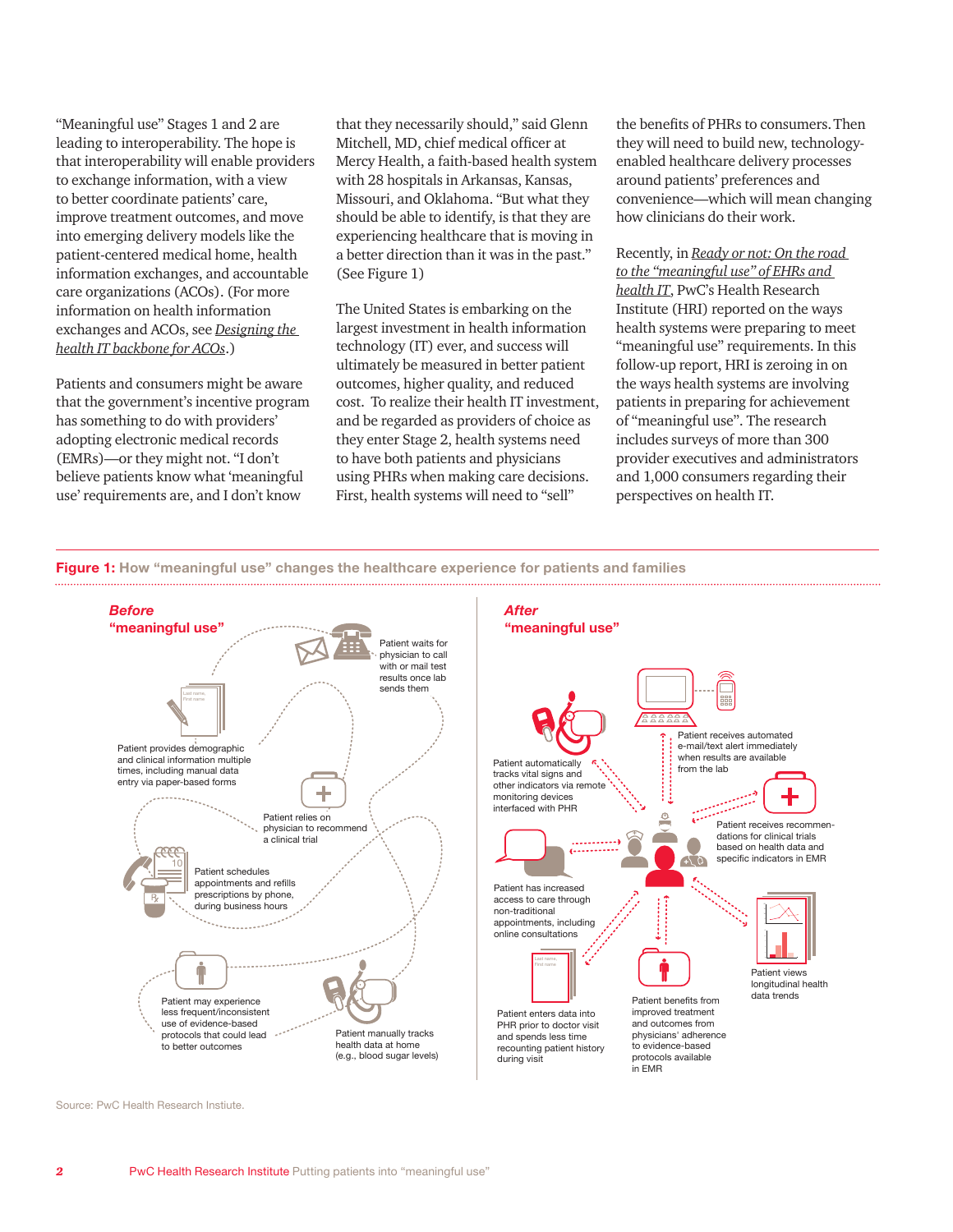"Meaningful use" Stages 1 and 2 are leading to interoperability. The hope is that interoperability will enable providers to exchange information, with a view to better coordinate patients' care, improve treatment outcomes, and move into emerging delivery models like the patient-centered medical home, health information exchanges, and accountable care organizations (ACOs). (For more information on health information exchanges and ACOs, see *Designing the health IT backbone for ACOs*.)

Patients and consumers might be aware that the government's incentive program has something to do with providers' adopting electronic medical records (EMRs)—or they might not. "I don't believe patients know what 'meaningful use' requirements are, and I don't know that they necessarily should," said Glenn Mitchell, MD, chief medical officer at Mercy Health, a faith-based health system with 28 hospitals in Arkansas, Kansas, Missouri, and Oklahoma. "But what they should be able to identify, is that they are experiencing healthcare that is moving in a better direction than it was in the past." (See Figure 1)

The United States is embarking on the largest investment in health information technology (IT) ever, and success will ultimately be measured in better patient outcomes, higher quality, and reduced cost. To realize their health IT investment, and be regarded as providers of choice as they enter Stage 2, health systems need to have both patients and physicians using PHRs when making care decisions. First, health systems will need to "sell" the benefits of PHRs to consumers. Then they will need to build new, technology-enabled healthcare delivery processes around patients' preferences and convenience—which will mean changing how clinicians do their work.

Recently, in *Ready or not: On the road to the "meaningful use" of EHRs and health IT*, PwC's Health Research Institute (HRI) reported on the ways health systems were preparing to meet "meaningful use" requirements. In this follow-up report, HRI is zeroing in on the ways health systems are involving patients in preparing for achievement of "meaningful use". The research includes surveys of more than 300 provider executives and administrators and 1,000 consumers regarding their perspectives on health IT.

**Figure 1:** How "meaningful use" changes the healthcare experience for patients and families

***Before "meaningful use"***

- Patient provides demographic and clinical information multiple times, including manual data entry via paper-based forms
- Patient waits for physician to call with or mail test results once lab sends them
- Patient relies on physician to recommend a clinical trial
- Patient schedules appointments and refills prescriptions by phone, during business hours
- Patient may experience less frequent/inconsistent use of evidence-based protocols that could lead to better outcomes
- Patient manually tracks health data at home (e.g., blood sugar levels)

***After "meaningful use"***

- Patient automatically tracks vital signs and other indicators via remote monitoring devices interfaced with PHR
- Patient receives automated e-mail/text alert immediately when results are available from the lab
- Patient receives recommendations for clinical trials based on health data and specific indicators in EMR
- Patient has increased access to care through non-traditional appointments, including online consultations
- Patient views longitudinal health data trends
- Patient enters data into PHR prior to doctor visit and spends less time recounting patient history during visit
- Patient benefits from improved treatment and outcomes from physicians' adherence to evidence-based protocols available in EMR

Source: PwC Health Research Instiute.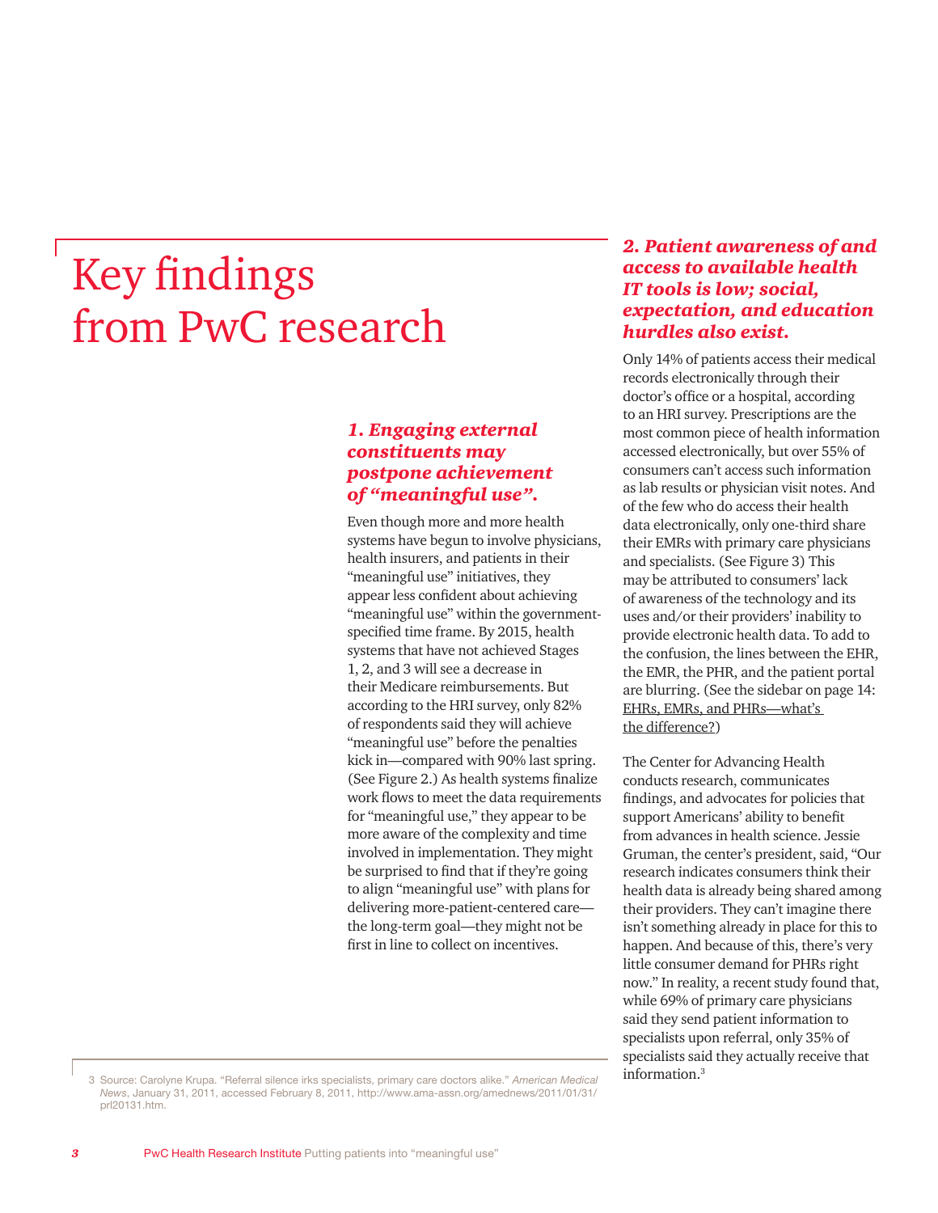# Key findings from PwC research

### *1. Engaging external constituents may postpone achievement of "meaningful use".*

Even though more and more health systems have begun to involve physicians, health insurers, and patients in their "meaningful use" initiatives, they appear less confident about achieving "meaningful use" within the government-specified time frame. By 2015, health systems that have not achieved Stages 1, 2, and 3 will see a decrease in their Medicare reimbursements. But according to the HRI survey, only 82% of respondents said they will achieve "meaningful use" before the penalties kick in—compared with 90% last spring. (See Figure 2.) As health systems finalize work flows to meet the data requirements for "meaningful use," they appear to be more aware of the complexity and time involved in implementation. They might be surprised to find that if they're going to align "meaningful use" with plans for delivering more-patient-centered care—the long-term goal—they might not be first in line to collect on incentives.

### *2. Patient awareness of and access to available health IT tools is low; social, expectation, and education hurdles also exist.*

Only 14% of patients access their medical records electronically through their doctor's office or a hospital, according to an HRI survey. Prescriptions are the most common piece of health information accessed electronically, but over 55% of consumers can't access such information as lab results or physician visit notes. And of the few who do access their health data electronically, only one-third share their EMRs with primary care physicians and specialists. (See Figure 3) This may be attributed to consumers' lack of awareness of the technology and its uses and/or their providers' inability to provide electronic health data. To add to the confusion, the lines between the EHR, the EMR, the PHR, and the patient portal are blurring. (See the sidebar on page 14: EHRs, EMRs, and PHRs—what's the difference?)

The Center for Advancing Health conducts research, communicates findings, and advocates for policies that support Americans' ability to benefit from advances in health science. Jessie Gruman, the center's president, said, "Our research indicates consumers think their health data is already being shared among their providers. They can't imagine there isn't something already in place for this to happen. And because of this, there's very little consumer demand for PHRs right now." In reality, a recent study found that, while 69% of primary care physicians said they send patient information to specialists upon referral, only 35% of specialists said they actually receive that information.[3]

---

3 Source: Carolyne Krupa. "Referral silence irks specialists, primary care doctors alike." *American Medical News*, January 31, 2011, accessed February 8, 2011, http://www.ama-assn.org/amednews/2011/01/31/prl20131.htm.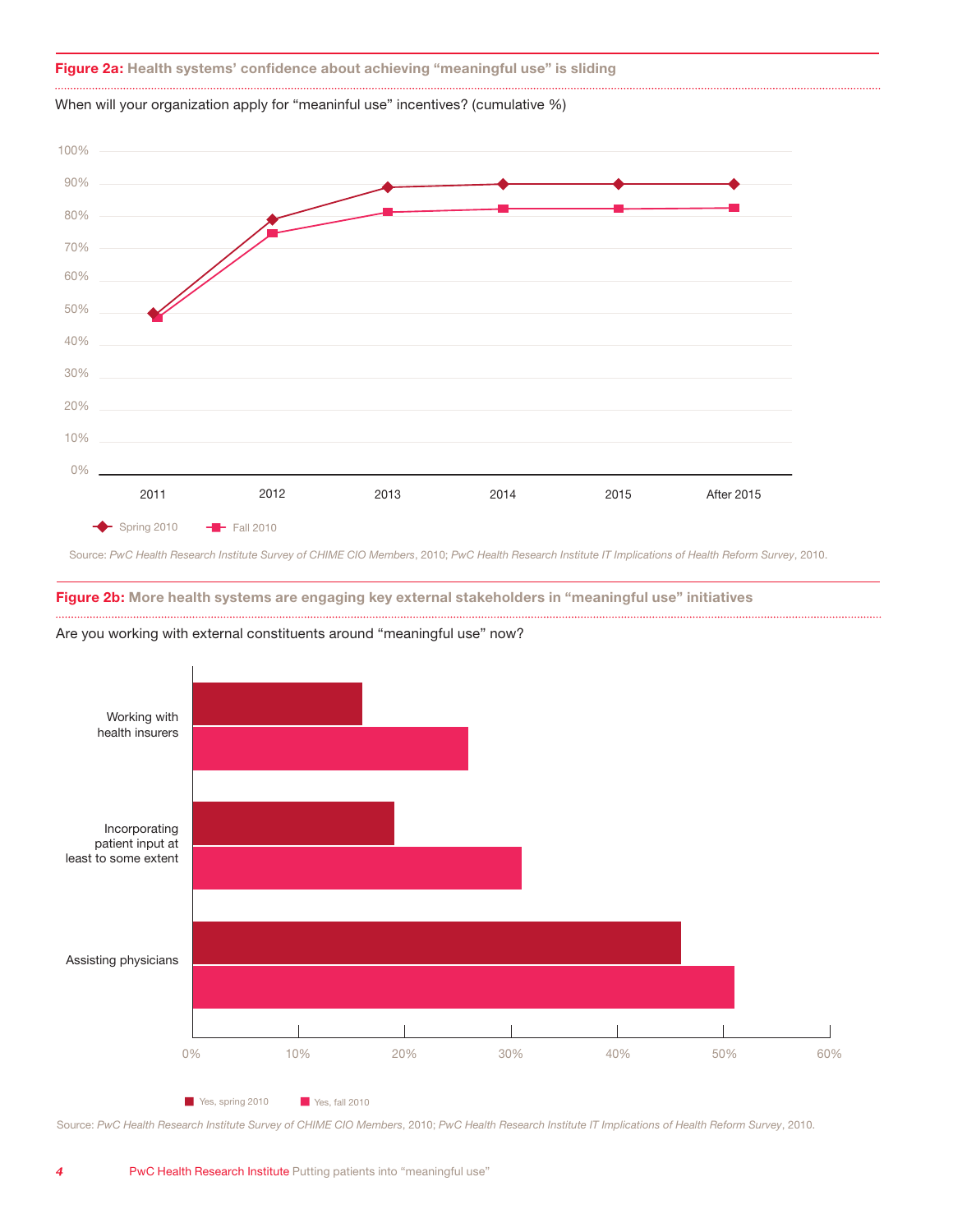**Figure 2a:** Health systems' confidence about achieving "meaningful use" is sliding

When will your organization apply for "meaninful use" incentives? (cumulative %)

Spring 2010 | Fall 2010

Source: *PwC Health Research Institute Survey of CHIME CIO Members*, 2010; *PwC Health Research Institute IT Implications of Health Reform Survey*, 2010.

**Figure 2b:** More health systems are engaging key external stakeholders in "meaningful use" initiatives

Are you working with external constituents around "meaningful use" now?

Yes, spring 2010 | Yes, fall 2010

Source: *PwC Health Research Institute Survey of CHIME CIO Members*, 2010; *PwC Health Research Institute IT Implications of Health Reform Survey*, 2010.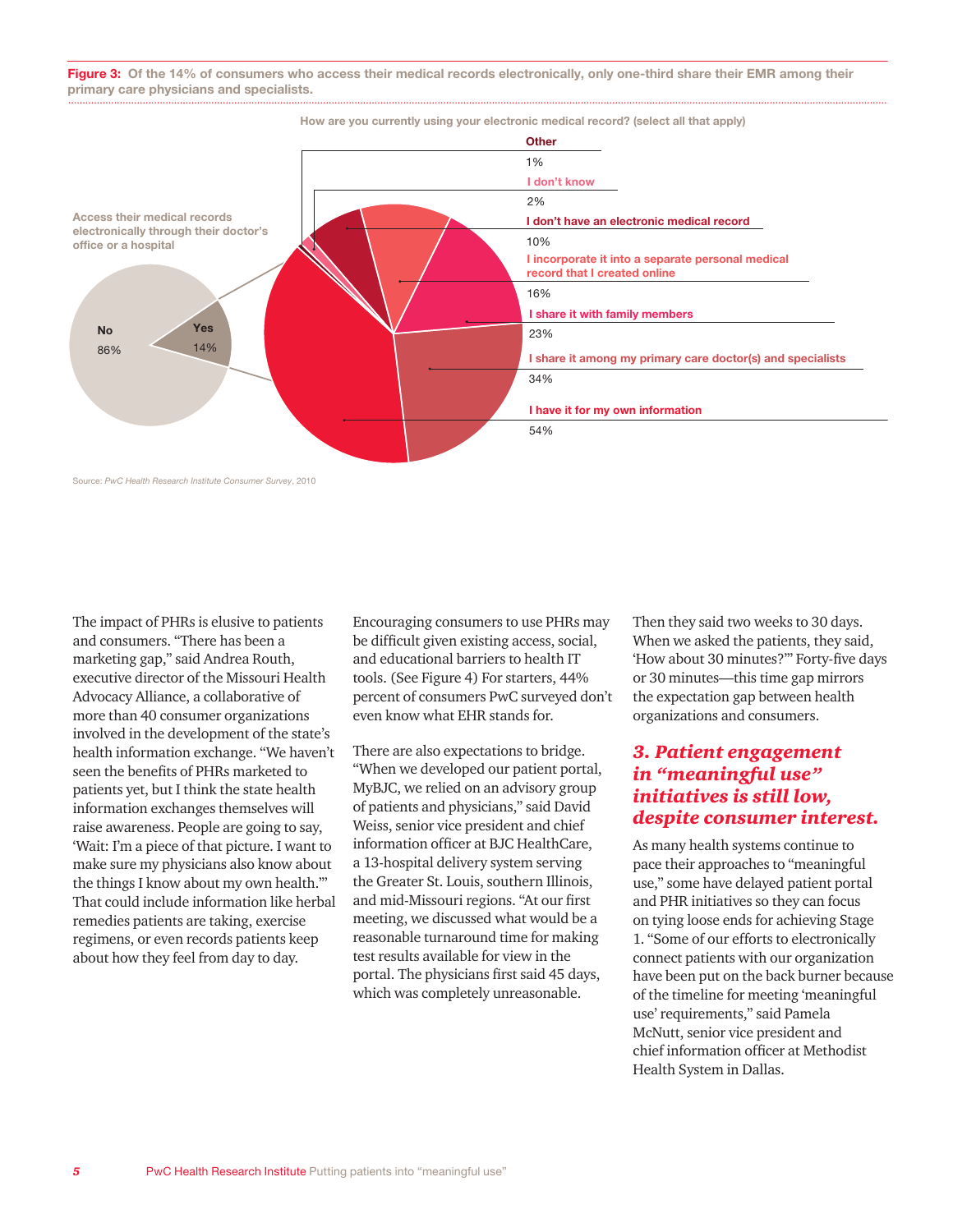**Figure 3:** Of the 14% of consumers who access their medical records electronically, only one-third share their EMR among their primary care physicians and specialists.

Access their medical records electronically through their doctor's office or a hospital

| Response | Percent |
|---|---|
| No | 86% |
| Yes | 14% |

How are you currently using your electronic medical record? (select all that apply)

| Response | Percent |
|---|---|
| Other | 1% |
| I don't know | 2% |
| I don't have an electronic medical record | 10% |
| I incorporate it into a separate personal medical record that I created online | 16% |
| I share it with family members | 23% |
| I share it among my primary care doctor(s) and specialists | 34% |
| I have it for my own information | 54% |

Source: *PwC Health Research Institute Consumer Survey*, 2010

The impact of PHRs is elusive to patients and consumers. "There has been a marketing gap," said Andrea Routh, executive director of the Missouri Health Advocacy Alliance, a collaborative of more than 40 consumer organizations involved in the development of the state's health information exchange. "We haven't seen the benefits of PHRs marketed to patients yet, but I think the state health information exchanges themselves will raise awareness. People are going to say, 'Wait: I'm a piece of that picture. I want to make sure my physicians also know about the things I know about my own health.'" That could include information like herbal remedies patients are taking, exercise regimens, or even records patients keep about how they feel from day to day.

Encouraging consumers to use PHRs may be difficult given existing access, social, and educational barriers to health IT tools. (See Figure 4) For starters, 44% percent of consumers PwC surveyed don't even know what EHR stands for.

There are also expectations to bridge. "When we developed our patient portal, MyBJC, we relied on an advisory group of patients and physicians," said David Weiss, senior vice president and chief information officer at BJC HealthCare, a 13-hospital delivery system serving the Greater St. Louis, southern Illinois, and mid-Missouri regions. "At our first meeting, we discussed what would be a reasonable turnaround time for making test results available for view in the portal. The physicians first said 45 days, which was completely unreasonable. Then they said two weeks to 30 days. When we asked the patients, they said, 'How about 30 minutes?'" Forty-five days or 30 minutes—this time gap mirrors the expectation gap between health organizations and consumers.

## *3. Patient engagement in "meaningful use" initiatives is still low, despite consumer interest.*

As many health systems continue to pace their approaches to "meaningful use," some have delayed patient portal and PHR initiatives so they can focus on tying loose ends for achieving Stage 1. "Some of our efforts to electronically connect patients with our organization have been put on the back burner because of the timeline for meeting 'meaningful use' requirements," said Pamela McNutt, senior vice president and chief information officer at Methodist Health System in Dallas.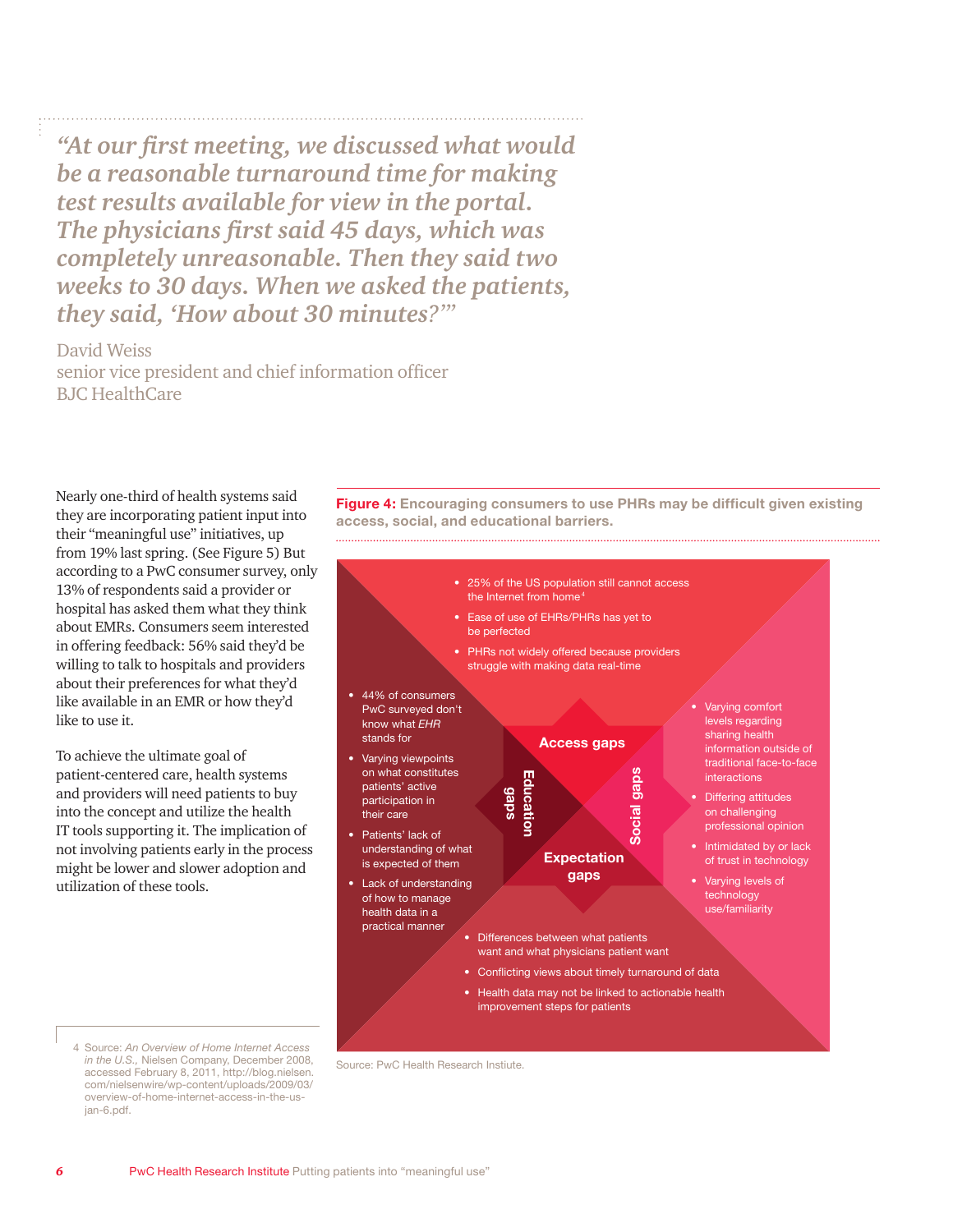> *"At our first meeting, we discussed what would be a reasonable turnaround time for making test results available for view in the portal. The physicians first said 45 days, which was completely unreasonable. Then they said two weeks to 30 days. When we asked the patients, they said, 'How about 30 minutes?'"*
>
> David Weiss
> senior vice president and chief information officer
> BJC HealthCare

Nearly one-third of health systems said they are incorporating patient input into their "meaningful use" initiatives, up from 19% last spring. (See Figure 5) But according to a PwC consumer survey, only 13% of respondents said a provider or hospital has asked them what they think about EMRs. Consumers seem interested in offering feedback: 56% said they'd be willing to talk to hospitals and providers about their preferences for what they'd like available in an EMR or how they'd like to use it.

To achieve the ultimate goal of patient-centered care, health systems and providers will need patients to buy into the concept and utilize the health IT tools supporting it. The implication of not involving patients early in the process might be lower and slower adoption and utilization of these tools.

**Figure 4: Encouraging consumers to use PHRs may be difficult given existing access, social, and educational barriers.**

**Access gaps**

- 25% of the US population still cannot access the Internet from home[4]
- Ease of use of EHRs/PHRs has yet to be perfected
- PHRs not widely offered because providers struggle with making data real-time

**Education gaps**

- 44% of consumers PwC surveyed don't know what *EHR* stands for
- Varying viewpoints on what constitutes patients' active participation in their care
- Patients' lack of understanding of what is expected of them
- Lack of understanding of how to manage health data in a practical manner

**Social gaps**

- Varying comfort levels regarding sharing health information outside of traditional face-to-face interactions
- Differing attitudes on challenging professional opinion
- Intimidated by or lack of trust in technology
- Varying levels of technology use/familiarity

**Expectation gaps**

- Differences between what patients want and what physicians patient want
- Conflicting views about timely turnaround of data
- Health data may not be linked to actionable health improvement steps for patients

Source: PwC Health Research Instiute.

4 Source: *An Overview of Home Internet Access in the U.S.,* Nielsen Company, December 2008, accessed February 8, 2011, http://blog.nielsen.com/nielsenwire/wp-content/uploads/2009/03/overview-of-home-internet-access-in-the-us-jan-6.pdf.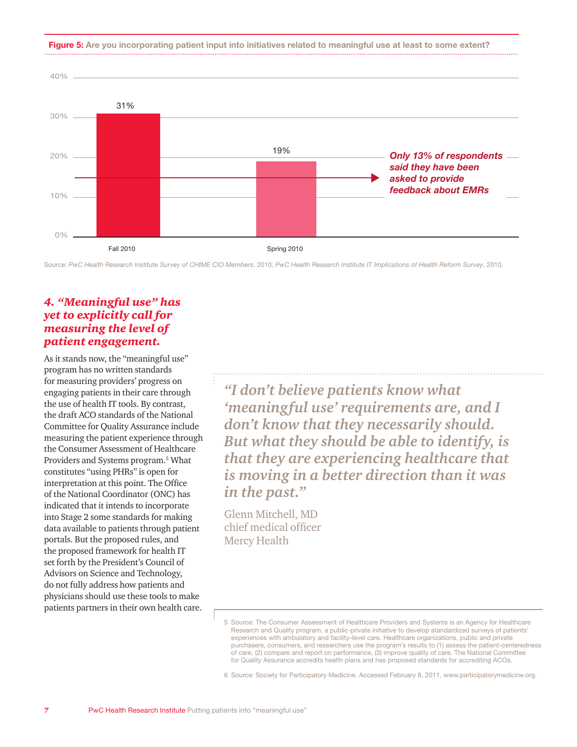**Figure 5:** Are you incorporating patient input into initiatives related to meaningful use at least to some extent?

| | Percentage |
|---|---|
| Fall 2010 | 31% |
| Spring 2010 | 19% |

*Only 13% of respondents said they have been asked to provide feedback about EMRs*

Source: *PwC Health Research Institute Survey of CHIME CIO Members*, 2010; *PwC Health Research Institute IT Implications of Health Reform Survey*, 2010.

## *4. "Meaningful use" has yet to explicitly call for measuring the level of patient engagement.*

As it stands now, the "meaningful use" program has no written standards for measuring providers' progress on engaging patients in their care through the use of health IT tools. By contrast, the draft ACO standards of the National Committee for Quality Assurance include measuring the patient experience through the Consumer Assessment of Healthcare Providers and Systems program.[5] What constitutes "using PHRs" is open for interpretation at this point. The Office of the National Coordinator (ONC) has indicated that it intends to incorporate into Stage 2 some standards for making data available to patients through patient portals. But the proposed rules, and the proposed framework for health IT set forth by the President's Council of Advisors on Science and Technology, do not fully address how patients and physicians should use these tools to make patients partners in their own health care.

> *"I don't believe patients know what 'meaningful use' requirements are, and I don't know that they necessarily should. But what they should be able to identify, is that they are experiencing healthcare that is moving in a better direction than it was in the past."*
>
> Glenn Mitchell, MD
> chief medical officer
> Mercy Health

5 Source: The Consumer Assessment of Healthcare Providers and Systems is an Agency for Healthcare Research and Quality program, a public-private initiative to develop standardized surveys of patients' experiences with ambulatory and facility-level care. Healthcare organizations, public and private purchasers, consumers, and researchers use the program's results to (1) assess the patient-centeredness of care, (2) compare and report on performance, (3) improve quality of care. The National Committee for Quality Assurance accredits health plans and has proposed standards for accrediting ACOs.

6 Source: Society for Participatory Medicine. Accessed February 8, 2011, www.participatorymedicine.org.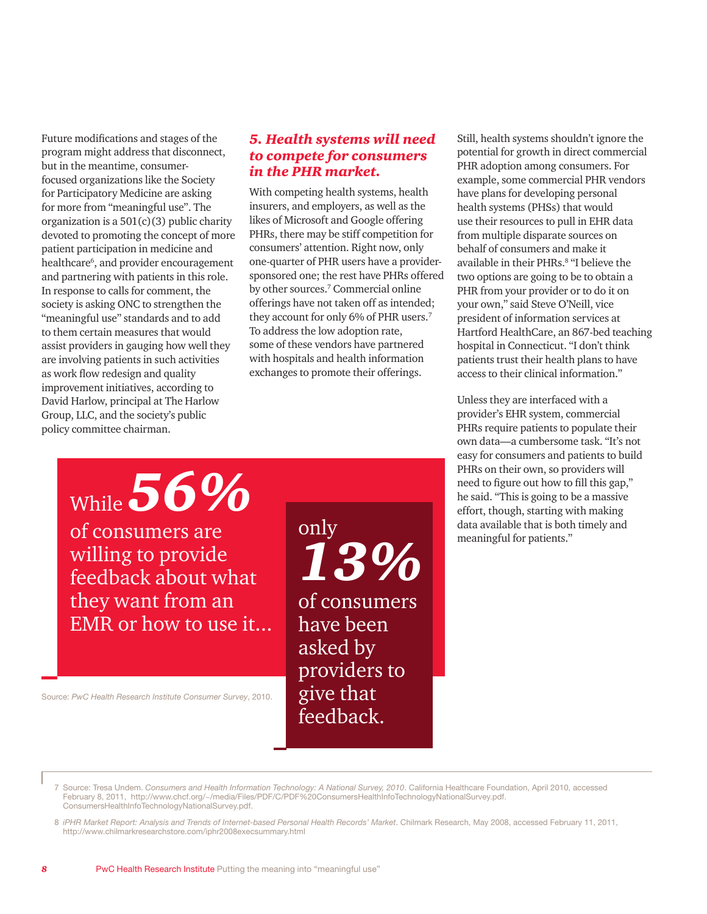Future modifications and stages of the program might address that disconnect, but in the meantime, consumer-focused organizations like the Society for Participatory Medicine are asking for more from "meaningful use". The organization is a 501(c)(3) public charity devoted to promoting the concept of more patient participation in medicine and healthcare[6], and provider encouragement and partnering with patients in this role. In response to calls for comment, the society is asking ONC to strengthen the "meaningful use" standards and to add to them certain measures that would assist providers in gauging how well they are involving patients in such activities as work flow redesign and quality improvement initiatives, according to David Harlow, principal at The Harlow Group, LLC, and the society's public policy committee chairman.

While **56%** of consumers are willing to provide feedback about what they want from an EMR or how to use it...

only **13%** of consumers have been asked by providers to give that feedback.

Source: *PwC Health Research Institute Consumer Survey*, 2010.

### *5. Health systems will need to compete for consumers in the PHR market.*

With competing health systems, health insurers, and employers, as well as the likes of Microsoft and Google offering PHRs, there may be stiff competition for consumers' attention. Right now, only one-quarter of PHR users have a provider-sponsored one; the rest have PHRs offered by other sources.[7] Commercial online offerings have not taken off as intended; they account for only 6% of PHR users.[7] To address the low adoption rate, some of these vendors have partnered with hospitals and health information exchanges to promote their offerings.

Still, health systems shouldn't ignore the potential for growth in direct commercial PHR adoption among consumers. For example, some commercial PHR vendors have plans for developing personal health systems (PHSs) that would use their resources to pull in EHR data from multiple disparate sources on behalf of consumers and make it available in their PHRs.[8] "I believe the two options are going to be to obtain a PHR from your provider or to do it on your own," said Steve O'Neill, vice president of information services at Hartford HealthCare, an 867-bed teaching hospital in Connecticut. "I don't think patients trust their health plans to have access to their clinical information."

Unless they are interfaced with a provider's EHR system, commercial PHRs require patients to populate their own data—a cumbersome task. "It's not easy for consumers and patients to build PHRs on their own, so providers will need to figure out how to fill this gap," he said. "This is going to be a massive effort, though, starting with making data available that is both timely and meaningful for patients."

---

7 Source: Tresa Undem. *Consumers and Health Information Technology: A National Survey, 2010*. California Healthcare Foundation, April 2010, accessed February 8, 2011, http://www.chcf.org/~/media/Files/PDF/C/PDF%20ConsumersHealthInfoTechnologyNationalSurvey.pdf. ConsumersHealthInfoTechnologyNationalSurvey.pdf.

8 *iPHR Market Report: Analysis and Trends of Internet-based Personal Health Records' Market*. Chilmark Research, May 2008, accessed February 11, 2011, http://www.chilmarkresearchstore.com/iphr2008execsummary.html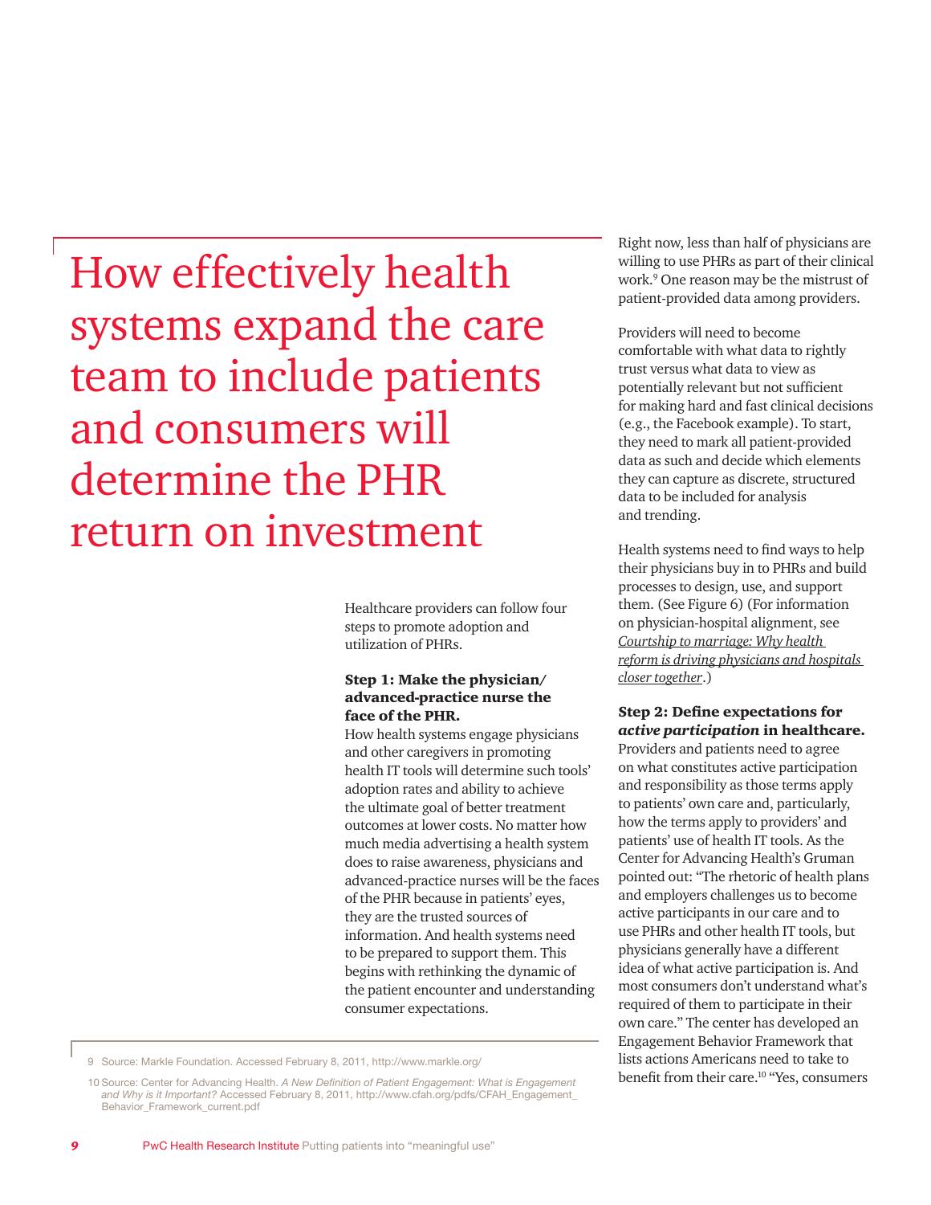# How effectively health systems expand the care team to include patients and consumers will determine the PHR return on investment

Healthcare providers can follow four steps to promote adoption and utilization of PHRs.

**Step 1: Make the physician/advanced-practice nurse the face of the PHR.**

How health systems engage physicians and other caregivers in promoting health IT tools will determine such tools' adoption rates and ability to achieve the ultimate goal of better treatment outcomes at lower costs. No matter how much media advertising a health system does to raise awareness, physicians and advanced-practice nurses will be the faces of the PHR because in patients' eyes, they are the trusted sources of information. And health systems need to be prepared to support them. This begins with rethinking the dynamic of the patient encounter and understanding consumer expectations.

Right now, less than half of physicians are willing to use PHRs as part of their clinical work.[9] One reason may be the mistrust of patient-provided data among providers.

Providers will need to become comfortable with what data to rightly trust versus what data to view as potentially relevant but not sufficient for making hard and fast clinical decisions (e.g., the Facebook example). To start, they need to mark all patient-provided data as such and decide which elements they can capture as discrete, structured data to be included for analysis and trending.

Health systems need to find ways to help their physicians buy in to PHRs and build processes to design, use, and support them. (See Figure 6) (For information on physician-hospital alignment, see *Courtship to marriage: Why health reform is driving physicians and hospitals closer together*.)

**Step 2: Define expectations for *active participation* in healthcare.**

Providers and patients need to agree on what constitutes active participation and responsibility as those terms apply to patients' own care and, particularly, how the terms apply to providers' and patients' use of health IT tools. As the Center for Advancing Health's Gruman pointed out: "The rhetoric of health plans and employers challenges us to become active participants in our care and to use PHRs and other health IT tools, but physicians generally have a different idea of what active participation is. And most consumers don't understand what's required of them to participate in their own care." The center has developed an Engagement Behavior Framework that lists actions Americans need to take to benefit from their care.[10] "Yes, consumers

9 Source: Markle Foundation. Accessed February 8, 2011, http://www.markle.org/

10 Source: Center for Advancing Health. *A New Definition of Patient Engagement: What is Engagement and Why is it Important?* Accessed February 8, 2011, http://www.cfah.org/pdfs/CFAH_Engagement_Behavior_Framework_current.pdf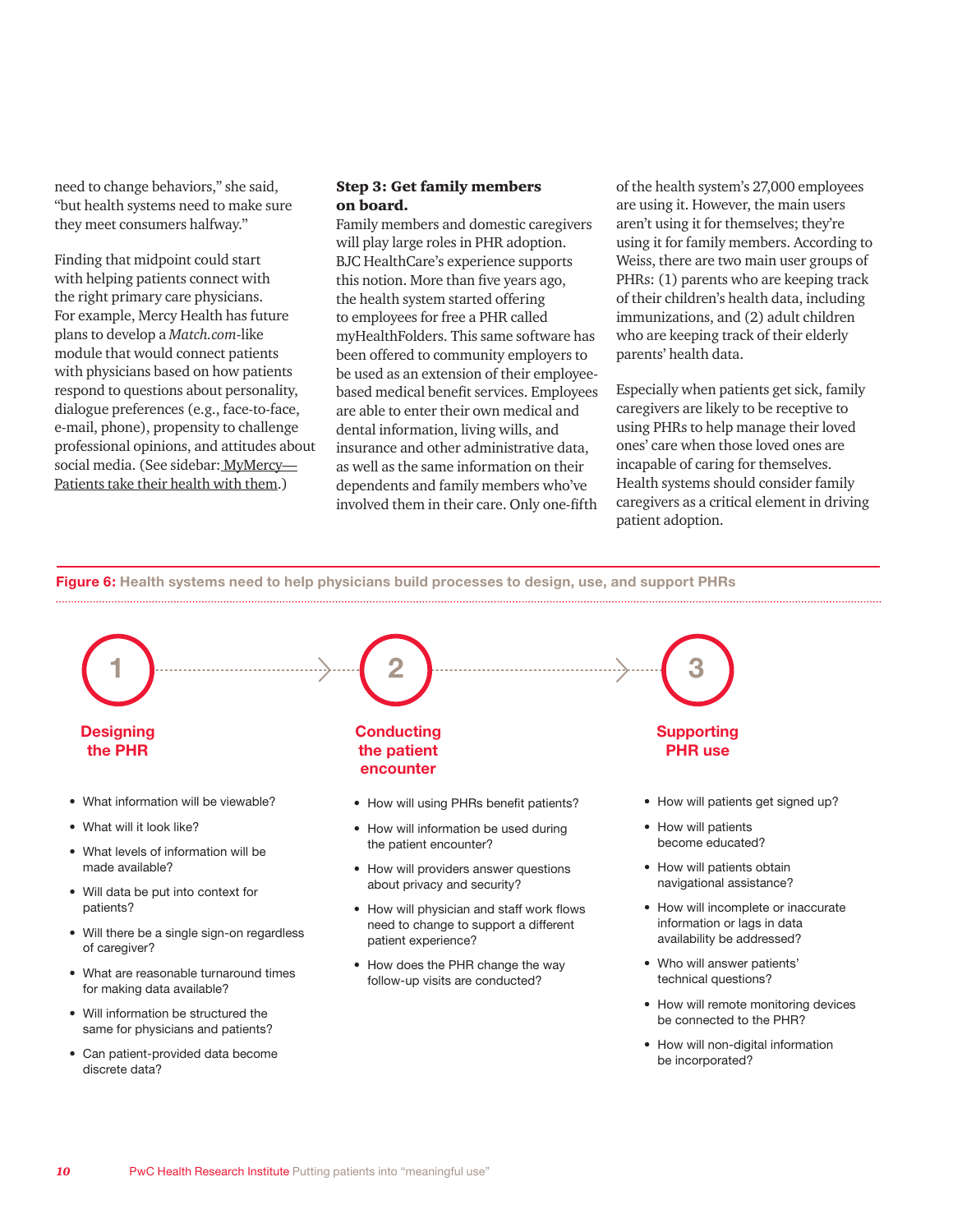need to change behaviors," she said, "but health systems need to make sure they meet consumers halfway."

Finding that midpoint could start with helping patients connect with the right primary care physicians. For example, Mercy Health has future plans to develop a *Match.com*-like module that would connect patients with physicians based on how patients respond to questions about personality, dialogue preferences (e.g., face-to-face, e-mail, phone), propensity to challenge professional opinions, and attitudes about social media. (See sidebar: MyMercy—Patients take their health with them.)

**Step 3: Get family members on board.**

Family members and domestic caregivers will play large roles in PHR adoption. BJC HealthCare's experience supports this notion. More than five years ago, the health system started offering to employees for free a PHR called myHealthFolders. This same software has been offered to community employers to be used as an extension of their employee-based medical benefit services. Employees are able to enter their own medical and dental information, living wills, and insurance and other administrative data, as well as the same information on their dependents and family members who've involved them in their care. Only one-fifth of the health system's 27,000 employees are using it. However, the main users aren't using it for themselves; they're using it for family members. According to Weiss, there are two main user groups of PHRs: (1) parents who are keeping track of their children's health data, including immunizations, and (2) adult children who are keeping track of their elderly parents' health data.

Especially when patients get sick, family caregivers are likely to be receptive to using PHRs to help manage their loved ones' care when those loved ones are incapable of caring for themselves. Health systems should consider family caregivers as a critical element in driving patient adoption.

**Figure 6:** Health systems need to help physicians build processes to design, use, and support PHRs

**1 Designing the PHR**

- What information will be viewable?
- What will it look like?
- What levels of information will be made available?
- Will data be put into context for patients?
- Will there be a single sign-on regardless of caregiver?
- What are reasonable turnaround times for making data available?
- Will information be structured the same for physicians and patients?
- Can patient-provided data become discrete data?

**2 Conducting the patient encounter**

- How will using PHRs benefit patients?
- How will information be used during the patient encounter?
- How will providers answer questions about privacy and security?
- How will physician and staff work flows need to change to support a different patient experience?
- How does the PHR change the way follow-up visits are conducted?

**3 Supporting PHR use**

- How will patients get signed up?
- How will patients become educated?
- How will patients obtain navigational assistance?
- How will incomplete or inaccurate information or lags in data availability be addressed?
- Who will answer patients' technical questions?
- How will remote monitoring devices be connected to the PHR?
- How will non-digital information be incorporated?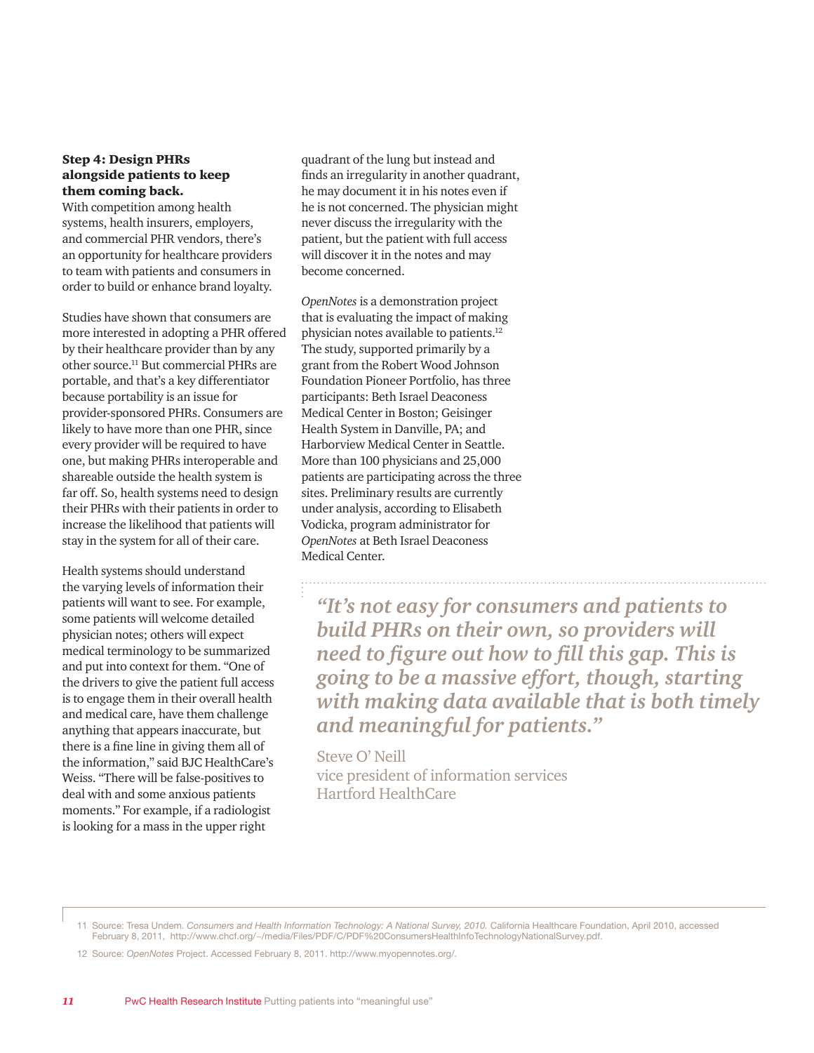### Step 4: Design PHRs alongside patients to keep them coming back.

With competition among health systems, health insurers, employers, and commercial PHR vendors, there's an opportunity for healthcare providers to team with patients and consumers in order to build or enhance brand loyalty.

Studies have shown that consumers are more interested in adopting a PHR offered by their healthcare provider than by any other source.[11] But commercial PHRs are portable, and that's a key differentiator because portability is an issue for provider-sponsored PHRs. Consumers are likely to have more than one PHR, since every provider will be required to have one, but making PHRs interoperable and shareable outside the health system is far off. So, health systems need to design their PHRs with their patients in order to increase the likelihood that patients will stay in the system for all of their care.

Health systems should understand the varying levels of information their patients will want to see. For example, some patients will welcome detailed physician notes; others will expect medical terminology to be summarized and put into context for them. "One of the drivers to give the patient full access is to engage them in their overall health and medical care, have them challenge anything that appears inaccurate, but there is a fine line in giving them all of the information," said BJC HealthCare's Weiss. "There will be false-positives to deal with and some anxious patients moments." For example, if a radiologist is looking for a mass in the upper right quadrant of the lung but instead and finds an irregularity in another quadrant, he may document it in his notes even if he is not concerned. The physician might never discuss the irregularity with the patient, but the patient with full access will discover it in the notes and may become concerned.

*OpenNotes* is a demonstration project that is evaluating the impact of making physician notes available to patients.[12] The study, supported primarily by a grant from the Robert Wood Johnson Foundation Pioneer Portfolio, has three participants: Beth Israel Deaconess Medical Center in Boston; Geisinger Health System in Danville, PA; and Harborview Medical Center in Seattle. More than 100 physicians and 25,000 patients are participating across the three sites. Preliminary results are currently under analysis, according to Elisabeth Vodicka, program administrator for *OpenNotes* at Beth Israel Deaconess Medical Center.

> ***"It's not easy for consumers and patients to build PHRs on their own, so providers will need to figure out how to fill this gap. This is going to be a massive effort, though, starting with making data available that is both timely and meaningful for patients."***
>
> Steve O' Neill
> vice president of information services
> Hartford HealthCare

11 Source: Tresa Undem. *Consumers and Health Information Technology: A National Survey, 2010.* California Healthcare Foundation, April 2010, accessed February 8, 2011, http://www.chcf.org/~/media/Files/PDF/C/PDF%20ConsumersHealthInfoTechnologyNationalSurvey.pdf.

12 Source: *OpenNotes* Project. Accessed February 8, 2011. http://www.myopennotes.org/.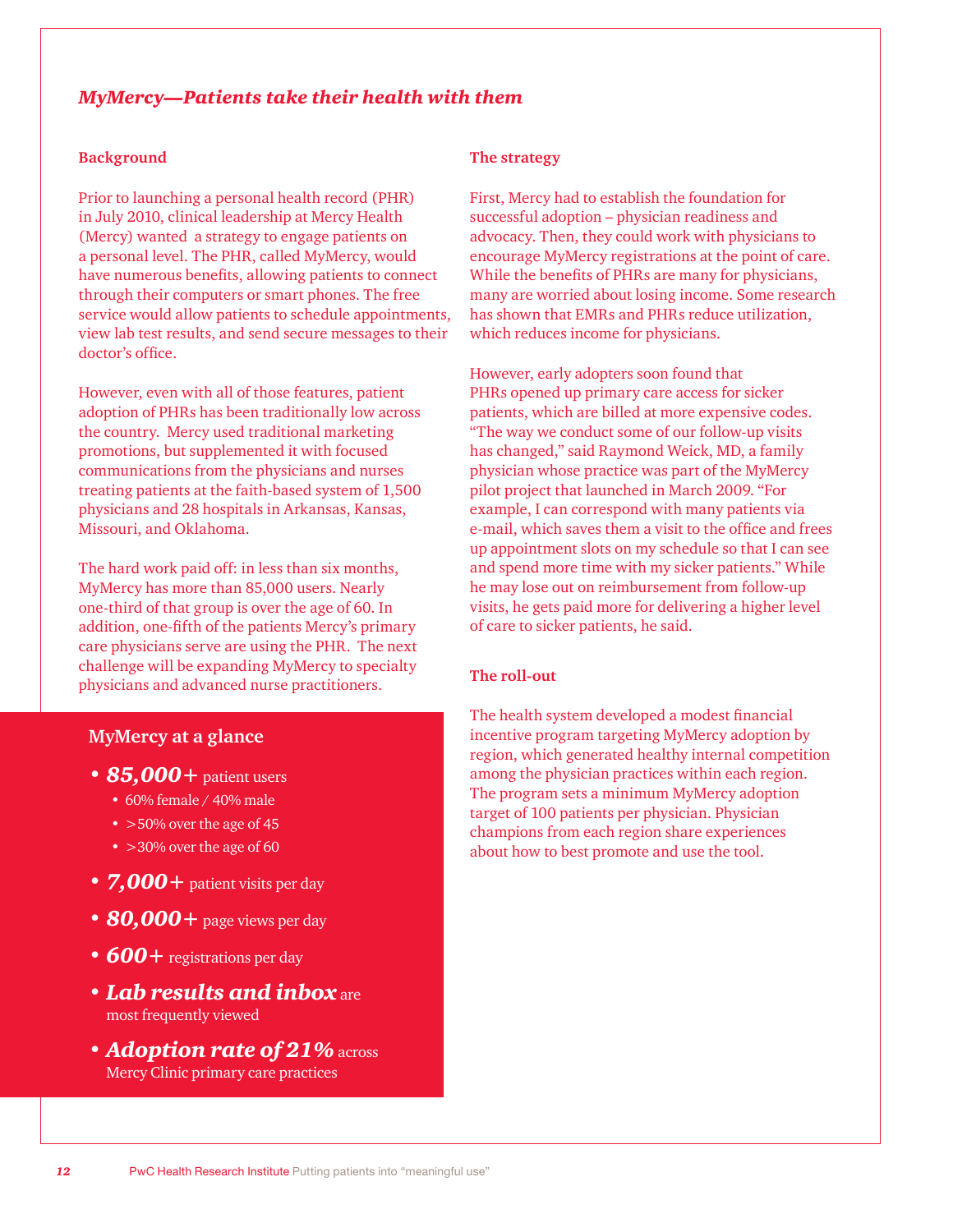## *MyMercy—Patients take their health with them*

### Background

Prior to launching a personal health record (PHR) in July 2010, clinical leadership at Mercy Health (Mercy) wanted a strategy to engage patients on a personal level. The PHR, called MyMercy, would have numerous benefits, allowing patients to connect through their computers or smart phones. The free service would allow patients to schedule appointments, view lab test results, and send secure messages to their doctor's office.

However, even with all of those features, patient adoption of PHRs has been traditionally low across the country. Mercy used traditional marketing promotions, but supplemented it with focused communications from the physicians and nurses treating patients at the faith-based system of 1,500 physicians and 28 hospitals in Arkansas, Kansas, Missouri, and Oklahoma.

The hard work paid off: in less than six months, MyMercy has more than 85,000 users. Nearly one-third of that group is over the age of 60. In addition, one-fifth of the patients Mercy's primary care physicians serve are using the PHR. The next challenge will be expanding MyMercy to specialty physicians and advanced nurse practitioners.

### MyMercy at a glance

- ***85,000+*** patient users
  - 60% female / 40% male
  - >50% over the age of 45
  - >30% over the age of 60
- ***7,000+*** patient visits per day
- ***80,000+*** page views per day
- ***600+*** registrations per day
- ***Lab results and inbox*** are most frequently viewed
- ***Adoption rate of 21%*** across Mercy Clinic primary care practices

### The strategy

First, Mercy had to establish the foundation for successful adoption – physician readiness and advocacy. Then, they could work with physicians to encourage MyMercy registrations at the point of care. While the benefits of PHRs are many for physicians, many are worried about losing income. Some research has shown that EMRs and PHRs reduce utilization, which reduces income for physicians.

However, early adopters soon found that PHRs opened up primary care access for sicker patients, which are billed at more expensive codes. "The way we conduct some of our follow-up visits has changed," said Raymond Weick, MD, a family physician whose practice was part of the MyMercy pilot project that launched in March 2009. "For example, I can correspond with many patients via e-mail, which saves them a visit to the office and frees up appointment slots on my schedule so that I can see and spend more time with my sicker patients." While he may lose out on reimbursement from follow-up visits, he gets paid more for delivering a higher level of care to sicker patients, he said.

### The roll-out

The health system developed a modest financial incentive program targeting MyMercy adoption by region, which generated healthy internal competition among the physician practices within each region. The program sets a minimum MyMercy adoption target of 100 patients per physician. Physician champions from each region share experiences about how to best promote and use the tool.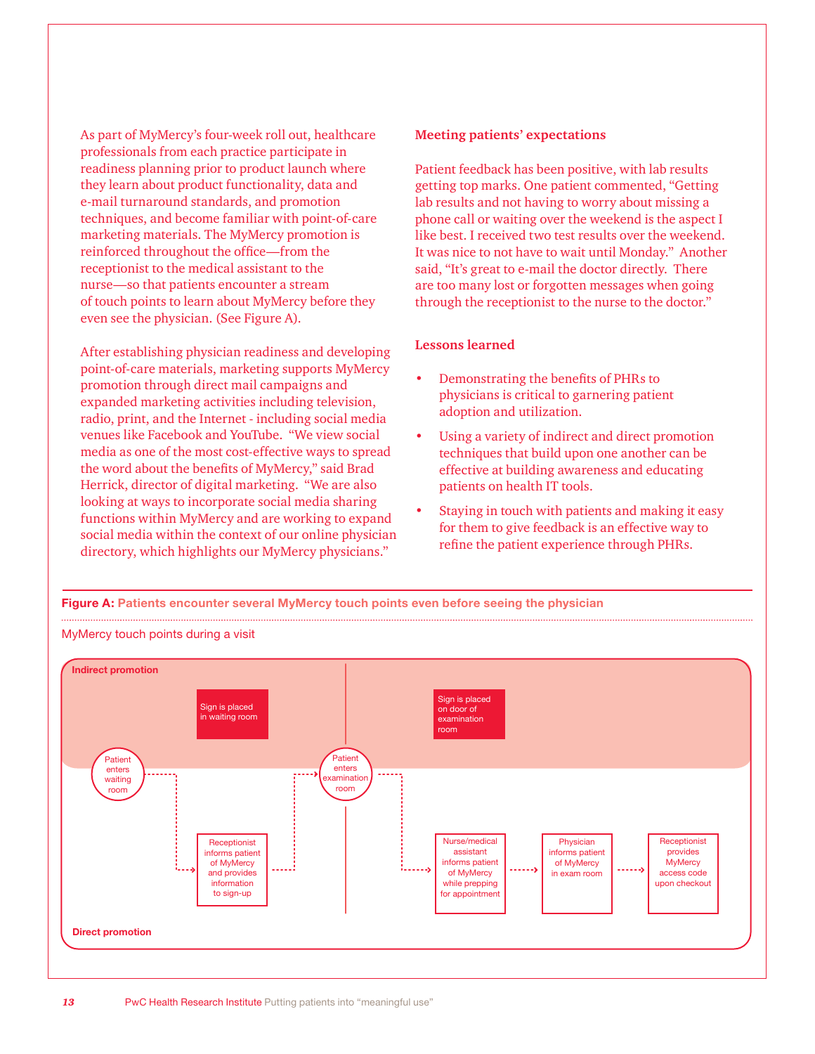As part of MyMercy's four-week roll out, healthcare professionals from each practice participate in readiness planning prior to product launch where they learn about product functionality, data and e-mail turnaround standards, and promotion techniques, and become familiar with point-of-care marketing materials. The MyMercy promotion is reinforced throughout the office—from the receptionist to the medical assistant to the nurse—so that patients encounter a stream of touch points to learn about MyMercy before they even see the physician. (See Figure A).

After establishing physician readiness and developing point-of-care materials, marketing supports MyMercy promotion through direct mail campaigns and expanded marketing activities including television, radio, print, and the Internet - including social media venues like Facebook and YouTube. "We view social media as one of the most cost-effective ways to spread the word about the benefits of MyMercy," said Brad Herrick, director of digital marketing. "We are also looking at ways to incorporate social media sharing functions within MyMercy and are working to expand social media within the context of our online physician directory, which highlights our MyMercy physicians."

## Meeting patients' expectations

Patient feedback has been positive, with lab results getting top marks. One patient commented, "Getting lab results and not having to worry about missing a phone call or waiting over the weekend is the aspect I like best. I received two test results over the weekend. It was nice to not have to wait until Monday." Another said, "It's great to e-mail the doctor directly. There are too many lost or forgotten messages when going through the receptionist to the nurse to the doctor."

## Lessons learned

- Demonstrating the benefits of PHRs to physicians is critical to garnering patient adoption and utilization.
- Using a variety of indirect and direct promotion techniques that build upon one another can be effective at building awareness and educating patients on health IT tools.
- Staying in touch with patients and making it easy for them to give feedback is an effective way to refine the patient experience through PHRs.

**Figure A:** Patients encounter several MyMercy touch points even before seeing the physician

MyMercy touch points during a visit

**Indirect promotion**

- Sign is placed in waiting room
- Sign is placed on door of examination room

Patient enters waiting room → Receptionist informs patient of MyMercy and provides information to sign-up → Patient enters examination room → Nurse/medical assistant informs patient of MyMercy while prepping for appointment → Physician informs patient of MyMercy in exam room → Receptionist provides MyMercy access code upon checkout

**Direct promotion**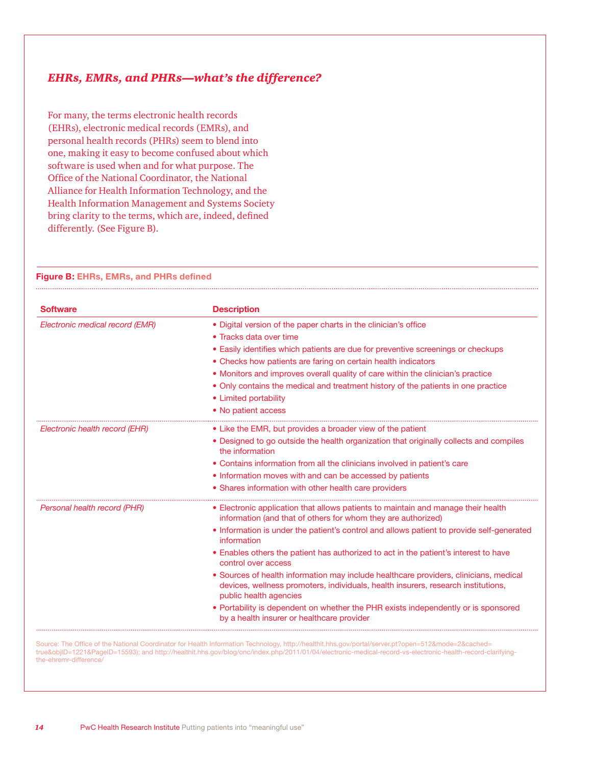## *EHRs, EMRs, and PHRs—what's the difference?*

For many, the terms electronic health records (EHRs), electronic medical records (EMRs), and personal health records (PHRs) seem to blend into one, making it easy to become confused about which software is used when and for what purpose. The Office of the National Coordinator, the National Alliance for Health Information Technology, and the Health Information Management and Systems Society bring clarity to the terms, which are, indeed, defined differently. (See Figure B).

**Figure B:** **EHRs, EMRs, and PHRs defined**

| Software | Description |
|---|---|
| *Electronic medical record (EMR)* | • Digital version of the paper charts in the clinician's office<br>• Tracks data over time<br>• Easily identifies which patients are due for preventive screenings or checkups<br>• Checks how patients are faring on certain health indicators<br>• Monitors and improves overall quality of care within the clinician's practice<br>• Only contains the medical and treatment history of the patients in one practice<br>• Limited portability<br>• No patient access |
| *Electronic health record (EHR)* | • Like the EMR, but provides a broader view of the patient<br>• Designed to go outside the health organization that originally collects and compiles the information<br>• Contains information from all the clinicians involved in patient's care<br>• Information moves with and can be accessed by patients<br>• Shares information with other health care providers |
| *Personal health record (PHR)* | • Electronic application that allows patients to maintain and manage their health information (and that of others for whom they are authorized)<br>• Information is under the patient's control and allows patient to provide self-generated information<br>• Enables others the patient has authorized to act in the patient's interest to have control over access<br>• Sources of health information may include healthcare providers, clinicians, medical devices, wellness promoters, individuals, health insurers, research institutions, public health agencies<br>• Portability is dependent on whether the PHR exists independently or is sponsored by a health insurer or healthcare provider |

Source: The Office of the National Coordinator for Health Information Technology, http://healthit.hhs.gov/portal/server.pt?open=512&mode=2&cached=true&objID=1221&PageID=15593); and http://healthit.hhs.gov/blog/onc/index.php/2011/01/04/electronic-medical-record-vs-electronic-health-record-clarifying-the-ehremr-difference/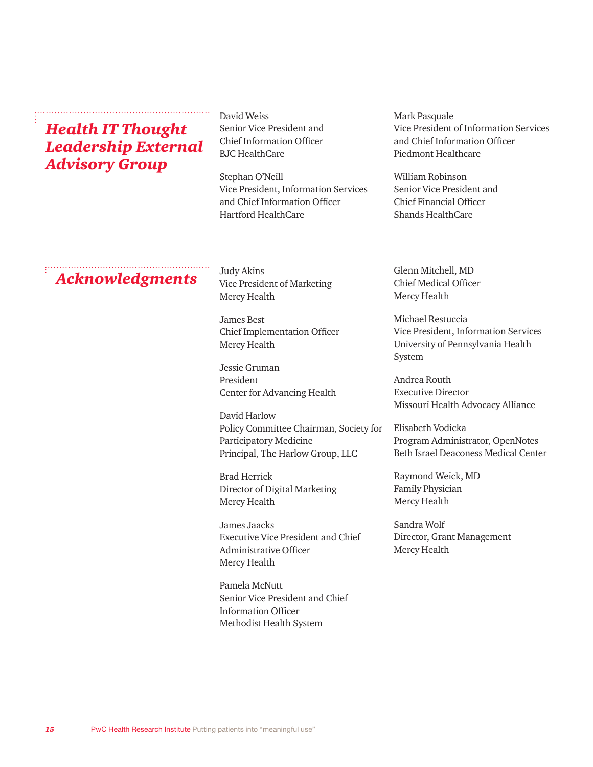## *Health IT Thought Leadership External Advisory Group*

David Weiss
Senior Vice President and Chief Information Officer
BJC HealthCare

Stephan O'Neill
Vice President, Information Services and Chief Information Officer
Hartford HealthCare

Mark Pasquale
Vice President of Information Services and Chief Information Officer
Piedmont Healthcare

William Robinson
Senior Vice President and Chief Financial Officer
Shands HealthCare

## *Acknowledgments*

Judy Akins
Vice President of Marketing
Mercy Health

James Best
Chief Implementation Officer
Mercy Health

Jessie Gruman
President
Center for Advancing Health

David Harlow
Policy Committee Chairman, Society for Participatory Medicine
Principal, The Harlow Group, LLC

Brad Herrick
Director of Digital Marketing
Mercy Health

James Jaacks
Executive Vice President and Chief Administrative Officer
Mercy Health

Pamela McNutt
Senior Vice President and Chief Information Officer
Methodist Health System

Glenn Mitchell, MD
Chief Medical Officer
Mercy Health

Michael Restuccia
Vice President, Information Services
University of Pennsylvania Health System

Andrea Routh
Executive Director
Missouri Health Advocacy Alliance

Elisabeth Vodicka
Program Administrator, OpenNotes
Beth Israel Deaconess Medical Center

Raymond Weick, MD
Family Physician
Mercy Health

Sandra Wolf
Director, Grant Management
Mercy Health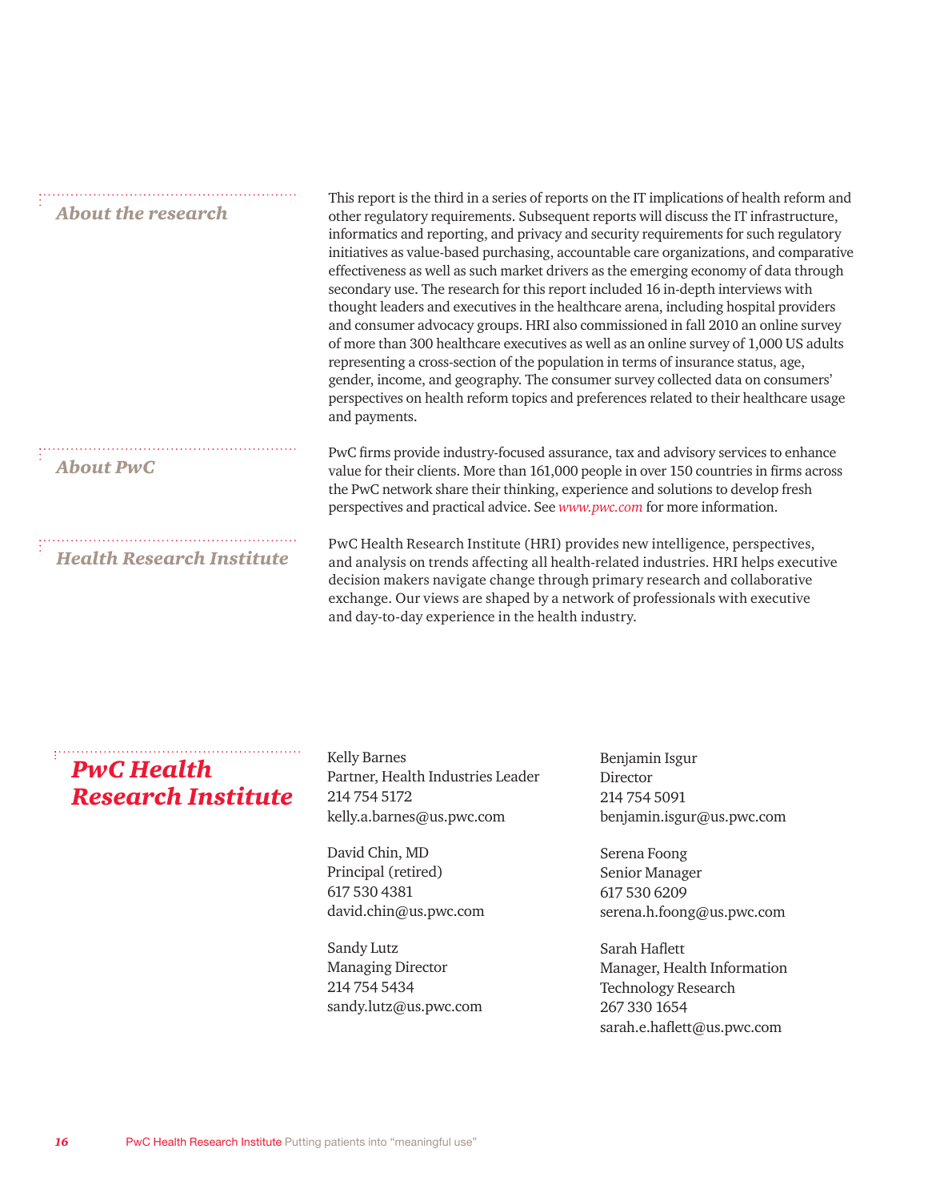## About the research

This report is the third in a series of reports on the IT implications of health reform and other regulatory requirements. Subsequent reports will discuss the IT infrastructure, informatics and reporting, and privacy and security requirements for such regulatory initiatives as value-based purchasing, accountable care organizations, and comparative effectiveness as well as such market drivers as the emerging economy of data through secondary use. The research for this report included 16 in-depth interviews with thought leaders and executives in the healthcare arena, including hospital providers and consumer advocacy groups. HRI also commissioned in fall 2010 an online survey of more than 300 healthcare executives as well as an online survey of 1,000 US adults representing a cross-section of the population in terms of insurance status, age, gender, income, and geography. The consumer survey collected data on consumers' perspectives on health reform topics and preferences related to their healthcare usage and payments.

## About PwC

PwC firms provide industry-focused assurance, tax and advisory services to enhance value for their clients. More than 161,000 people in over 150 countries in firms across the PwC network share their thinking, experience and solutions to develop fresh perspectives and practical advice. See *www.pwc.com* for more information.

## Health Research Institute

PwC Health Research Institute (HRI) provides new intelligence, perspectives, and analysis on trends affecting all health-related industries. HRI helps executive decision makers navigate change through primary research and collaborative exchange. Our views are shaped by a network of professionals with executive and day-to-day experience in the health industry.

## PwC Health Research Institute

Kelly Barnes
Partner, Health Industries Leader
214 754 5172
kelly.a.barnes@us.pwc.com

David Chin, MD
Principal (retired)
617 530 4381
david.chin@us.pwc.com

Sandy Lutz
Managing Director
214 754 5434
sandy.lutz@us.pwc.com

Benjamin Isgur
Director
214 754 5091
benjamin.isgur@us.pwc.com

Serena Foong
Senior Manager
617 530 6209
serena.h.foong@us.pwc.com

Sarah Haflett
Manager, Health Information Technology Research
267 330 1654
sarah.e.haflett@us.pwc.com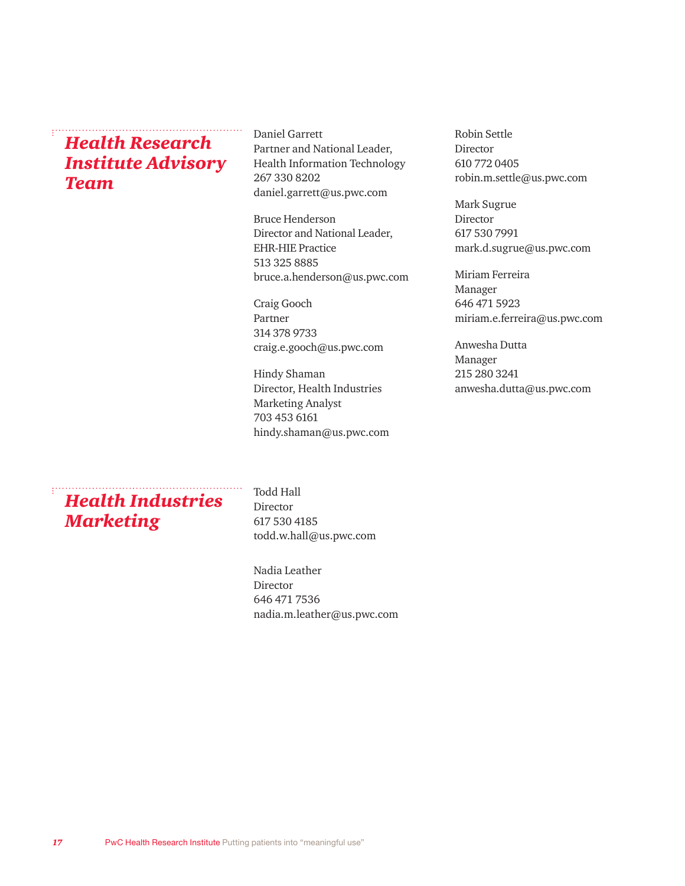## *Health Research Institute Advisory Team*

Daniel Garrett
Partner and National Leader,
Health Information Technology
267 330 8202
daniel.garrett@us.pwc.com

Bruce Henderson
Director and National Leader,
EHR-HIE Practice
513 325 8885
bruce.a.henderson@us.pwc.com

Craig Gooch
Partner
314 378 9733
craig.e.gooch@us.pwc.com

Hindy Shaman
Director, Health Industries
Marketing Analyst
703 453 6161
hindy.shaman@us.pwc.com

Robin Settle
Director
610 772 0405
robin.m.settle@us.pwc.com

Mark Sugrue
Director
617 530 7991
mark.d.sugrue@us.pwc.com

Miriam Ferreira
Manager
646 471 5923
miriam.e.ferreira@us.pwc.com

Anwesha Dutta
Manager
215 280 3241
anwesha.dutta@us.pwc.com

## *Health Industries Marketing*

Todd Hall
Director
617 530 4185
todd.w.hall@us.pwc.com

Nadia Leather
Director
646 471 7536
nadia.m.leather@us.pwc.com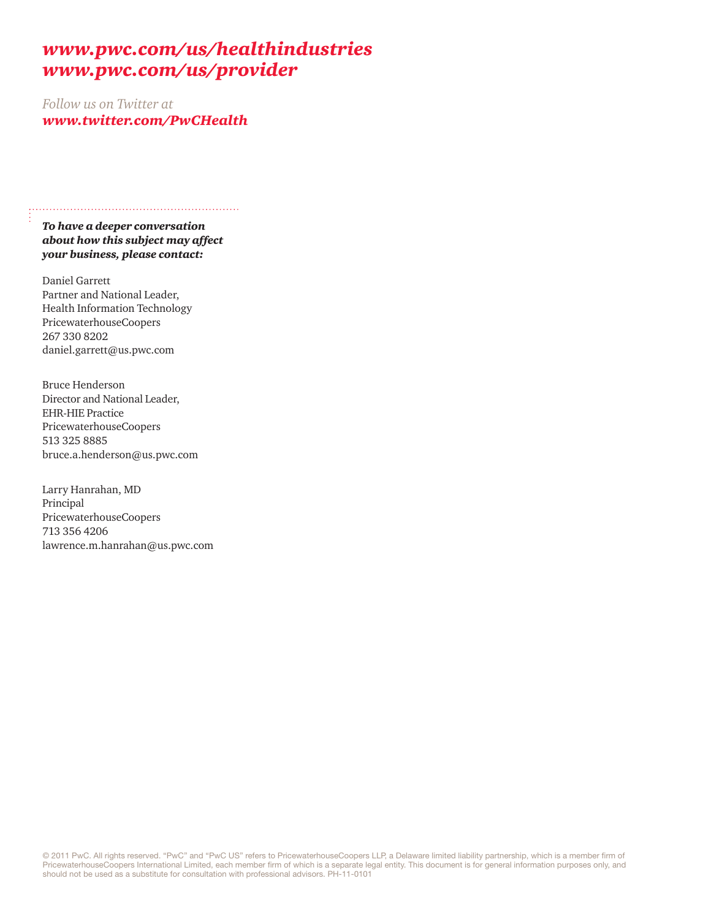***www.pwc.com/us/healthindustries***
***www.pwc.com/us/provider***

*Follow us on Twitter at*
***www.twitter.com/PwCHealth***

***To have a deeper conversation about how this subject may affect your business, please contact:***

Daniel Garrett
Partner and National Leader,
Health Information Technology
PricewaterhouseCoopers
267 330 8202
daniel.garrett@us.pwc.com

Bruce Henderson
Director and National Leader,
EHR-HIE Practice
PricewaterhouseCoopers
513 325 8885
bruce.a.henderson@us.pwc.com

Larry Hanrahan, MD
Principal
PricewaterhouseCoopers
713 356 4206
lawrence.m.hanrahan@us.pwc.com

© 2011 PwC. All rights reserved. "PwC" and "PwC US" refers to PricewaterhouseCoopers LLP, a Delaware limited liability partnership, which is a member firm of PricewaterhouseCoopers International Limited, each member firm of which is a separate legal entity. This document is for general information purposes only, and should not be used as a substitute for consultation with professional advisors. PH-11-0101